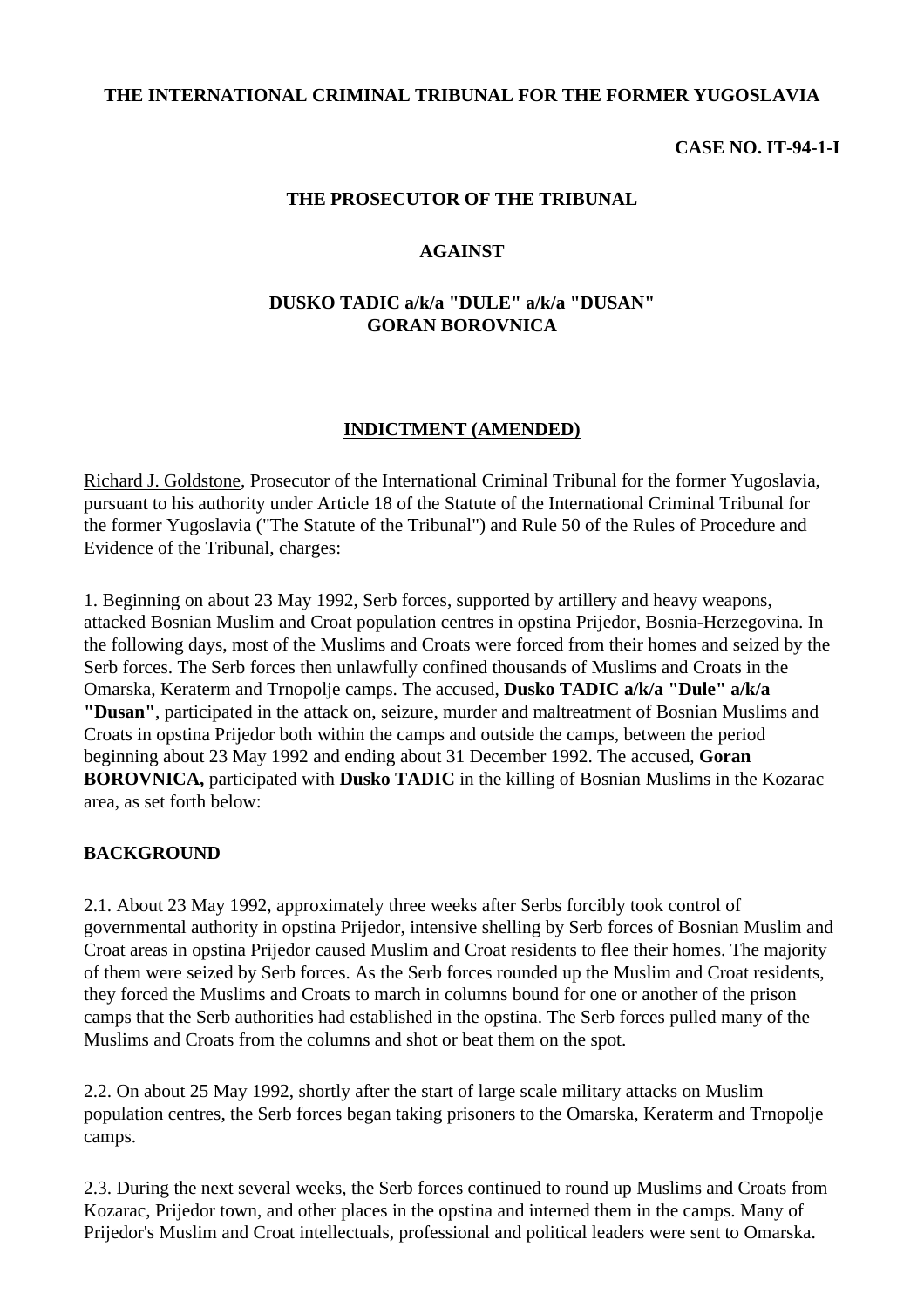**THE INTERNATIONAL CRIMINAL TRIBUNAL FOR THE FORMER YUGOSLAVIA**

**CASE NO. IT-94-1-I**

**THE PROSECUTOR OF THE TRIBUNAL**

**AGAINST**

**DUSKO TADIC a/k/a "DULE" a/k/a "DUSAN"**
**GORAN BOROVNICA**

# INDICTMENT (AMENDED)

Richard J. Goldstone, Prosecutor of the International Criminal Tribunal for the former Yugoslavia, pursuant to his authority under Article 18 of the Statute of the International Criminal Tribunal for the former Yugoslavia ("The Statute of the Tribunal") and Rule 50 of the Rules of Procedure and Evidence of the Tribunal, charges:

1. Beginning on about 23 May 1992, Serb forces, supported by artillery and heavy weapons, attacked Bosnian Muslim and Croat population centres in opstina Prijedor, Bosnia-Herzegovina. In the following days, most of the Muslims and Croats were forced from their homes and seized by the Serb forces. The Serb forces then unlawfully confined thousands of Muslims and Croats in the Omarska, Keraterm and Trnopolje camps. The accused, **Dusko TADIC a/k/a "Dule" a/k/a "Dusan"**, participated in the attack on, seizure, murder and maltreatment of Bosnian Muslims and Croats in opstina Prijedor both within the camps and outside the camps, between the period beginning about 23 May 1992 and ending about 31 December 1992. The accused, **Goran BOROVNICA,** participated with **Dusko TADIC** in the killing of Bosnian Muslims in the Kozarac area, as set forth below:

## BACKGROUND

2.1. About 23 May 1992, approximately three weeks after Serbs forcibly took control of governmental authority in opstina Prijedor, intensive shelling by Serb forces of Bosnian Muslim and Croat areas in opstina Prijedor caused Muslim and Croat residents to flee their homes. The majority of them were seized by Serb forces. As the Serb forces rounded up the Muslim and Croat residents, they forced the Muslims and Croats to march in columns bound for one or another of the prison camps that the Serb authorities had established in the opstina. The Serb forces pulled many of the Muslims and Croats from the columns and shot or beat them on the spot.

2.2. On about 25 May 1992, shortly after the start of large scale military attacks on Muslim population centres, the Serb forces began taking prisoners to the Omarska, Keraterm and Trnopolje camps.

2.3. During the next several weeks, the Serb forces continued to round up Muslims and Croats from Kozarac, Prijedor town, and other places in the opstina and interned them in the camps. Many of Prijedor's Muslim and Croat intellectuals, professional and political leaders were sent to Omarska.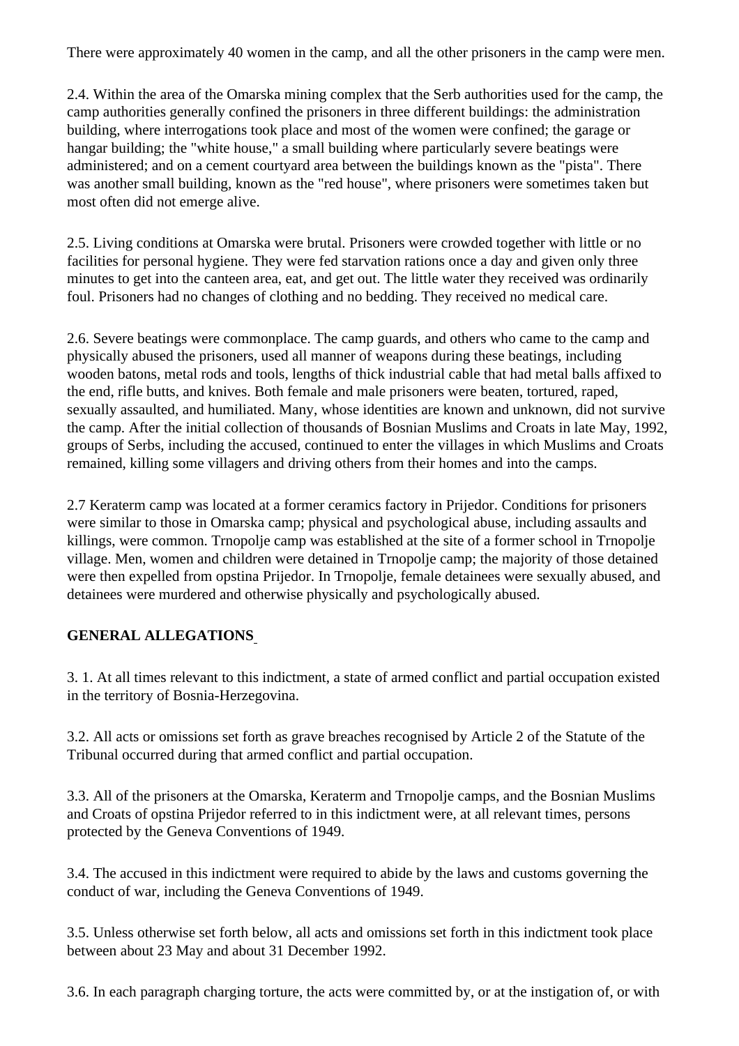There were approximately 40 women in the camp, and all the other prisoners in the camp were men.

2.4. Within the area of the Omarska mining complex that the Serb authorities used for the camp, the camp authorities generally confined the prisoners in three different buildings: the administration building, where interrogations took place and most of the women were confined; the garage or hangar building; the "white house," a small building where particularly severe beatings were administered; and on a cement courtyard area between the buildings known as the "pista". There was another small building, known as the "red house", where prisoners were sometimes taken but most often did not emerge alive.

2.5. Living conditions at Omarska were brutal. Prisoners were crowded together with little or no facilities for personal hygiene. They were fed starvation rations once a day and given only three minutes to get into the canteen area, eat, and get out. The little water they received was ordinarily foul. Prisoners had no changes of clothing and no bedding. They received no medical care.

2.6. Severe beatings were commonplace. The camp guards, and others who came to the camp and physically abused the prisoners, used all manner of weapons during these beatings, including wooden batons, metal rods and tools, lengths of thick industrial cable that had metal balls affixed to the end, rifle butts, and knives. Both female and male prisoners were beaten, tortured, raped, sexually assaulted, and humiliated. Many, whose identities are known and unknown, did not survive the camp. After the initial collection of thousands of Bosnian Muslims and Croats in late May, 1992, groups of Serbs, including the accused, continued to enter the villages in which Muslims and Croats remained, killing some villagers and driving others from their homes and into the camps.

2.7 Keraterm camp was located at a former ceramics factory in Prijedor. Conditions for prisoners were similar to those in Omarska camp; physical and psychological abuse, including assaults and killings, were common. Trnopolje camp was established at the site of a former school in Trnopolje village. Men, women and children were detained in Trnopolje camp; the majority of those detained were then expelled from opstina Prijedor. In Trnopolje, female detainees were sexually abused, and detainees were murdered and otherwise physically and psychologically abused.

**GENERAL ALLEGATIONS**

3. 1. At all times relevant to this indictment, a state of armed conflict and partial occupation existed in the territory of Bosnia-Herzegovina.

3.2. All acts or omissions set forth as grave breaches recognised by Article 2 of the Statute of the Tribunal occurred during that armed conflict and partial occupation.

3.3. All of the prisoners at the Omarska, Keraterm and Trnopolje camps, and the Bosnian Muslims and Croats of opstina Prijedor referred to in this indictment were, at all relevant times, persons protected by the Geneva Conventions of 1949.

3.4. The accused in this indictment were required to abide by the laws and customs governing the conduct of war, including the Geneva Conventions of 1949.

3.5. Unless otherwise set forth below, all acts and omissions set forth in this indictment took place between about 23 May and about 31 December 1992.

3.6. In each paragraph charging torture, the acts were committed by, or at the instigation of, or with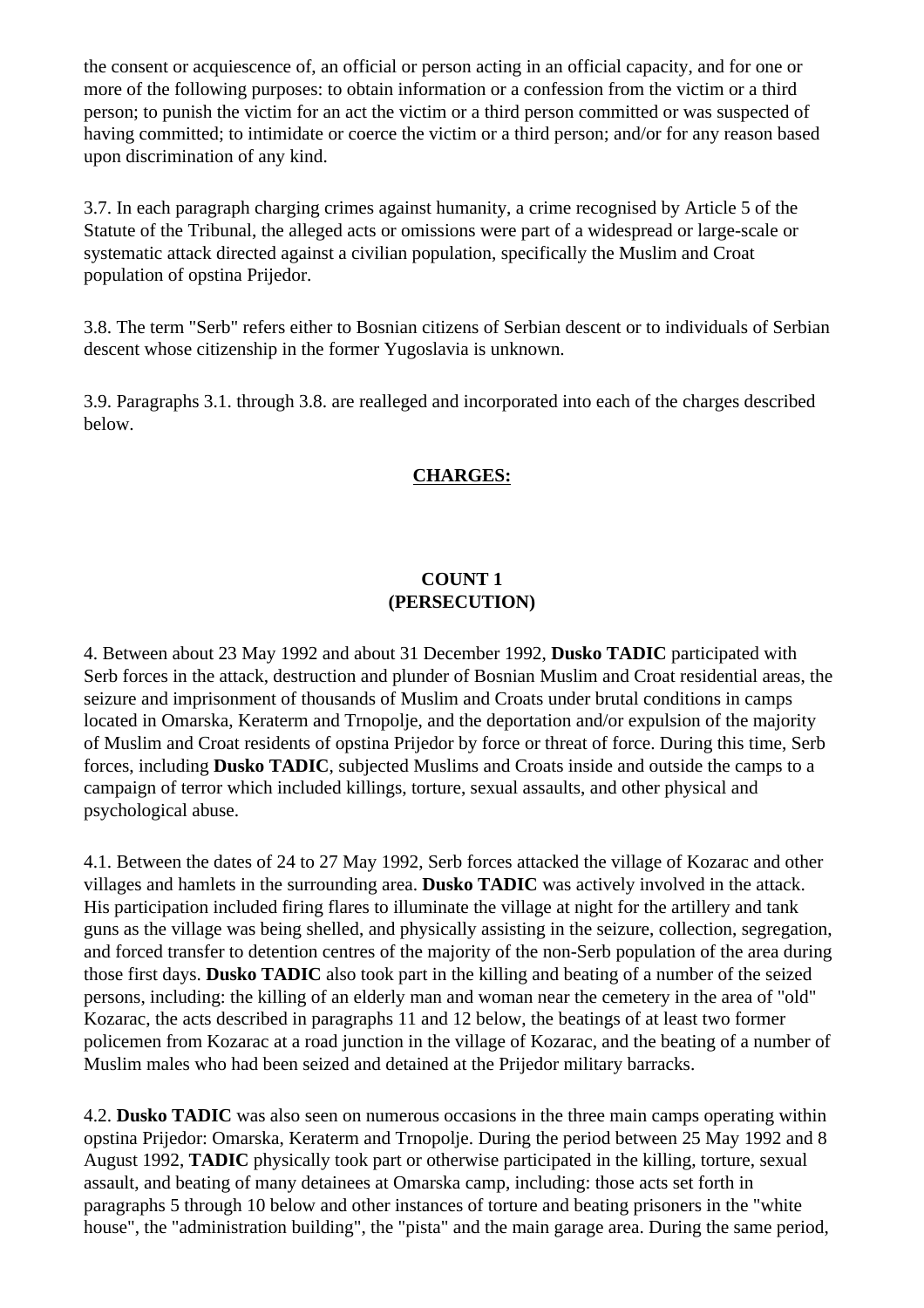the consent or acquiescence of, an official or person acting in an official capacity, and for one or more of the following purposes: to obtain information or a confession from the victim or a third person; to punish the victim for an act the victim or a third person committed or was suspected of having committed; to intimidate or coerce the victim or a third person; and/or for any reason based upon discrimination of any kind.

3.7. In each paragraph charging crimes against humanity, a crime recognised by Article 5 of the Statute of the Tribunal, the alleged acts or omissions were part of a widespread or large-scale or systematic attack directed against a civilian population, specifically the Muslim and Croat population of opstina Prijedor.

3.8. The term "Serb" refers either to Bosnian citizens of Serbian descent or to individuals of Serbian descent whose citizenship in the former Yugoslavia is unknown.

3.9. Paragraphs 3.1. through 3.8. are realleged and incorporated into each of the charges described below.

## CHARGES:

### COUNT 1 (PERSECUTION)

4. Between about 23 May 1992 and about 31 December 1992, **Dusko TADIC** participated with Serb forces in the attack, destruction and plunder of Bosnian Muslim and Croat residential areas, the seizure and imprisonment of thousands of Muslim and Croats under brutal conditions in camps located in Omarska, Keraterm and Trnopolje, and the deportation and/or expulsion of the majority of Muslim and Croat residents of opstina Prijedor by force or threat of force. During this time, Serb forces, including **Dusko TADIC**, subjected Muslims and Croats inside and outside the camps to a campaign of terror which included killings, torture, sexual assaults, and other physical and psychological abuse.

4.1. Between the dates of 24 to 27 May 1992, Serb forces attacked the village of Kozarac and other villages and hamlets in the surrounding area. **Dusko TADIC** was actively involved in the attack. His participation included firing flares to illuminate the village at night for the artillery and tank guns as the village was being shelled, and physically assisting in the seizure, collection, segregation, and forced transfer to detention centres of the majority of the non-Serb population of the area during those first days. **Dusko TADIC** also took part in the killing and beating of a number of the seized persons, including: the killing of an elderly man and woman near the cemetery in the area of "old" Kozarac, the acts described in paragraphs 11 and 12 below, the beatings of at least two former policemen from Kozarac at a road junction in the village of Kozarac, and the beating of a number of Muslim males who had been seized and detained at the Prijedor military barracks.

4.2. **Dusko TADIC** was also seen on numerous occasions in the three main camps operating within opstina Prijedor: Omarska, Keraterm and Trnopolje. During the period between 25 May 1992 and 8 August 1992, **TADIC** physically took part or otherwise participated in the killing, torture, sexual assault, and beating of many detainees at Omarska camp, including: those acts set forth in paragraphs 5 through 10 below and other instances of torture and beating prisoners in the "white house", the "administration building", the "pista" and the main garage area. During the same period,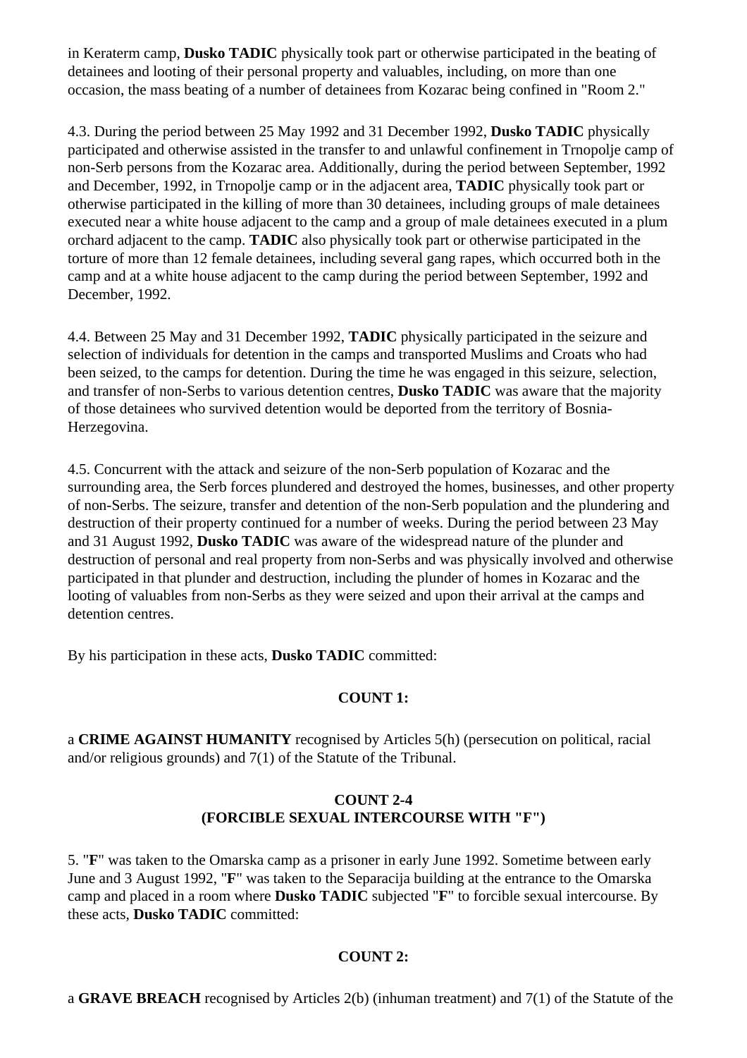in Keraterm camp, **Dusko TADIC** physically took part or otherwise participated in the beating of detainees and looting of their personal property and valuables, including, on more than one occasion, the mass beating of a number of detainees from Kozarac being confined in "Room 2."

4.3. During the period between 25 May 1992 and 31 December 1992, **Dusko TADIC** physically participated and otherwise assisted in the transfer to and unlawful confinement in Trnopolje camp of non-Serb persons from the Kozarac area. Additionally, during the period between September, 1992 and December, 1992, in Trnopolje camp or in the adjacent area, **TADIC** physically took part or otherwise participated in the killing of more than 30 detainees, including groups of male detainees executed near a white house adjacent to the camp and a group of male detainees executed in a plum orchard adjacent to the camp. **TADIC** also physically took part or otherwise participated in the torture of more than 12 female detainees, including several gang rapes, which occurred both in the camp and at a white house adjacent to the camp during the period between September, 1992 and December, 1992.

4.4. Between 25 May and 31 December 1992, **TADIC** physically participated in the seizure and selection of individuals for detention in the camps and transported Muslims and Croats who had been seized, to the camps for detention. During the time he was engaged in this seizure, selection, and transfer of non-Serbs to various detention centres, **Dusko TADIC** was aware that the majority of those detainees who survived detention would be deported from the territory of Bosnia-Herzegovina.

4.5. Concurrent with the attack and seizure of the non-Serb population of Kozarac and the surrounding area, the Serb forces plundered and destroyed the homes, businesses, and other property of non-Serbs. The seizure, transfer and detention of the non-Serb population and the plundering and destruction of their property continued for a number of weeks. During the period between 23 May and 31 August 1992, **Dusko TADIC** was aware of the widespread nature of the plunder and destruction of personal and real property from non-Serbs and was physically involved and otherwise participated in that plunder and destruction, including the plunder of homes in Kozarac and the looting of valuables from non-Serbs as they were seized and upon their arrival at the camps and detention centres.

By his participation in these acts, **Dusko TADIC** committed:

**COUNT 1:**

a **CRIME AGAINST HUMANITY** recognised by Articles 5(h) (persecution on political, racial and/or religious grounds) and 7(1) of the Statute of the Tribunal.

**COUNT 2-4**
**(FORCIBLE SEXUAL INTERCOURSE WITH "F")**

5. "**F**" was taken to the Omarska camp as a prisoner in early June 1992. Sometime between early June and 3 August 1992, "**F**" was taken to the Separacija building at the entrance to the Omarska camp and placed in a room where **Dusko TADIC** subjected "**F**" to forcible sexual intercourse. By these acts, **Dusko TADIC** committed:

**COUNT 2:**

a **GRAVE BREACH** recognised by Articles 2(b) (inhuman treatment) and 7(1) of the Statute of the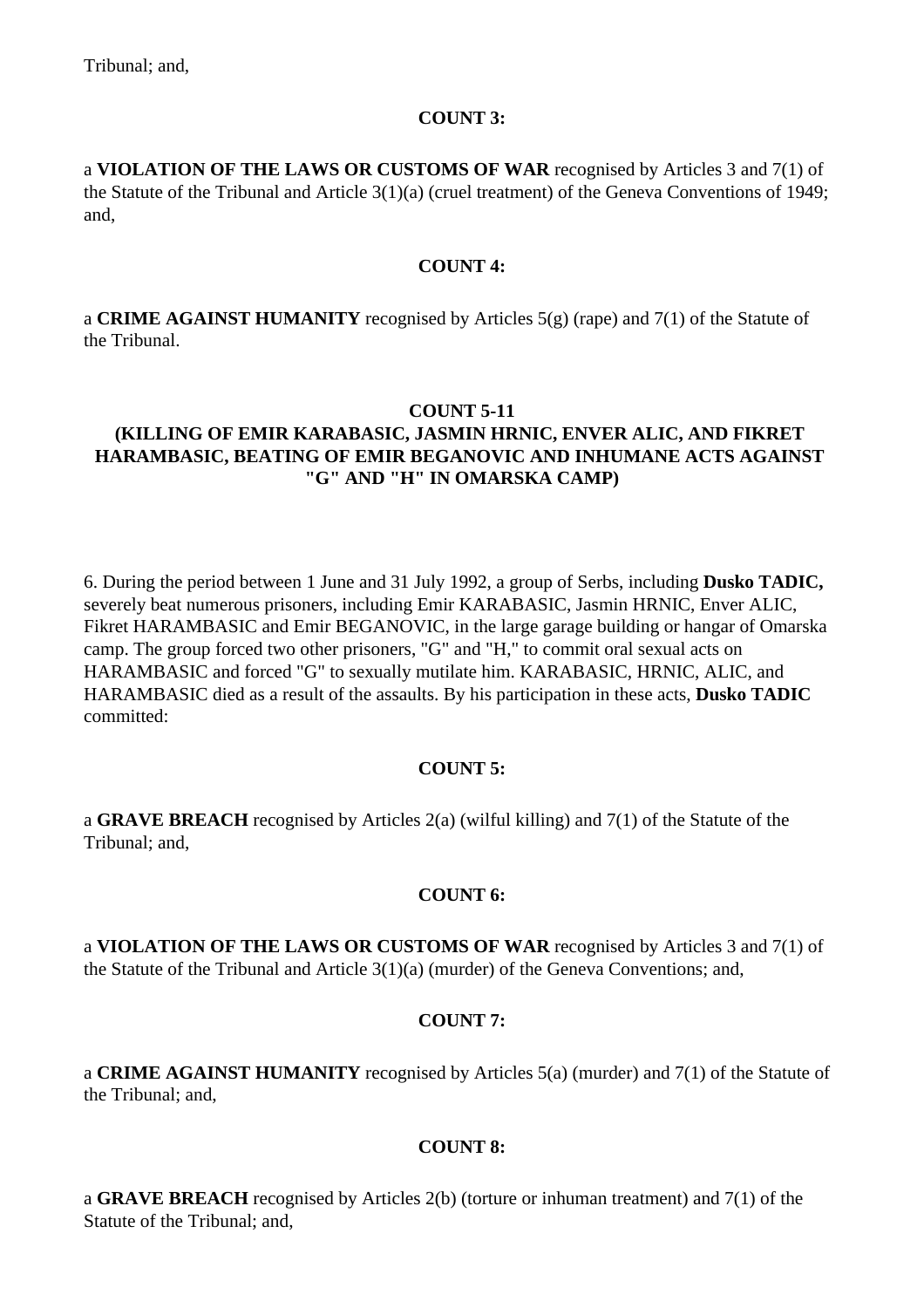Tribunal; and,

**COUNT 3:**

a **VIOLATION OF THE LAWS OR CUSTOMS OF WAR** recognised by Articles 3 and 7(1) of the Statute of the Tribunal and Article 3(1)(a) (cruel treatment) of the Geneva Conventions of 1949; and,

**COUNT 4:**

a **CRIME AGAINST HUMANITY** recognised by Articles 5(g) (rape) and 7(1) of the Statute of the Tribunal.

**COUNT 5-11**
**(KILLING OF EMIR KARABASIC, JASMIN HRNIC, ENVER ALIC, AND FIKRET HARAMBASIC, BEATING OF EMIR BEGANOVIC AND INHUMANE ACTS AGAINST "G" AND "H" IN OMARSKA CAMP)**

6. During the period between 1 June and 31 July 1992, a group of Serbs, including **Dusko TADIC,** severely beat numerous prisoners, including Emir KARABASIC, Jasmin HRNIC, Enver ALIC, Fikret HARAMBASIC and Emir BEGANOVIC, in the large garage building or hangar of Omarska camp. The group forced two other prisoners, "G" and "H," to commit oral sexual acts on HARAMBASIC and forced "G" to sexually mutilate him. KARABASIC, HRNIC, ALIC, and HARAMBASIC died as a result of the assaults. By his participation in these acts, **Dusko TADIC** committed:

**COUNT 5:**

a **GRAVE BREACH** recognised by Articles 2(a) (wilful killing) and 7(1) of the Statute of the Tribunal; and,

**COUNT 6:**

a **VIOLATION OF THE LAWS OR CUSTOMS OF WAR** recognised by Articles 3 and 7(1) of the Statute of the Tribunal and Article 3(1)(a) (murder) of the Geneva Conventions; and,

**COUNT 7:**

a **CRIME AGAINST HUMANITY** recognised by Articles 5(a) (murder) and 7(1) of the Statute of the Tribunal; and,

**COUNT 8:**

a **GRAVE BREACH** recognised by Articles 2(b) (torture or inhuman treatment) and 7(1) of the Statute of the Tribunal; and,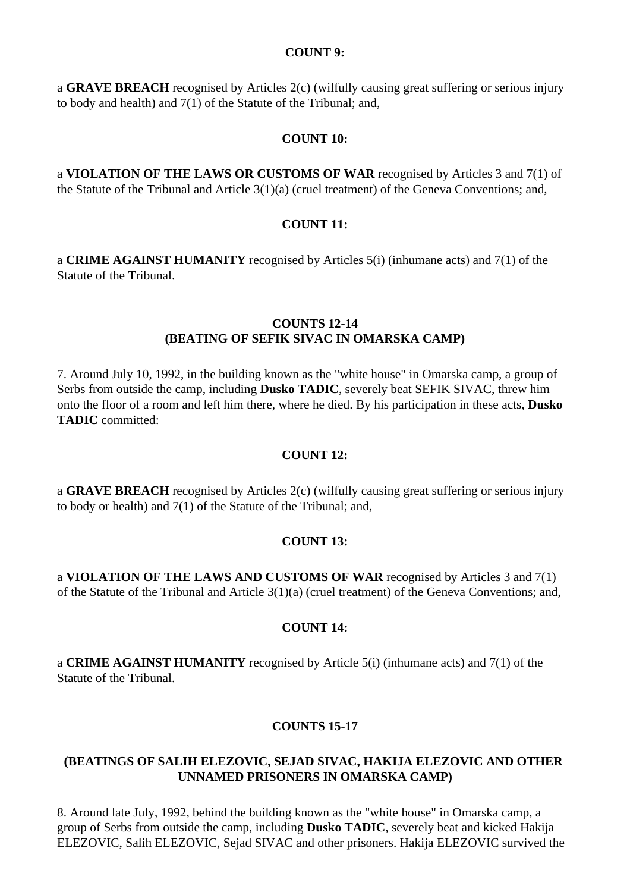**COUNT 9:**

a **GRAVE BREACH** recognised by Articles 2(c) (wilfully causing great suffering or serious injury to body and health) and 7(1) of the Statute of the Tribunal; and,

**COUNT 10:**

a **VIOLATION OF THE LAWS OR CUSTOMS OF WAR** recognised by Articles 3 and 7(1) of the Statute of the Tribunal and Article 3(1)(a) (cruel treatment) of the Geneva Conventions; and,

**COUNT 11:**

a **CRIME AGAINST HUMANITY** recognised by Articles 5(i) (inhumane acts) and 7(1) of the Statute of the Tribunal.

**COUNTS 12-14**
**(BEATING OF SEFIK SIVAC IN OMARSKA CAMP)**

7. Around July 10, 1992, in the building known as the "white house" in Omarska camp, a group of Serbs from outside the camp, including **Dusko TADIC**, severely beat SEFIK SIVAC, threw him onto the floor of a room and left him there, where he died. By his participation in these acts, **Dusko TADIC** committed:

**COUNT 12:**

a **GRAVE BREACH** recognised by Articles 2(c) (wilfully causing great suffering or serious injury to body or health) and 7(1) of the Statute of the Tribunal; and,

**COUNT 13:**

a **VIOLATION OF THE LAWS AND CUSTOMS OF WAR** recognised by Articles 3 and 7(1) of the Statute of the Tribunal and Article 3(1)(a) (cruel treatment) of the Geneva Conventions; and,

**COUNT 14:**

a **CRIME AGAINST HUMANITY** recognised by Article 5(i) (inhumane acts) and 7(1) of the Statute of the Tribunal.

**COUNTS 15-17**

**(BEATINGS OF SALIH ELEZOVIC, SEJAD SIVAC, HAKIJA ELEZOVIC AND OTHER UNNAMED PRISONERS IN OMARSKA CAMP)**

8. Around late July, 1992, behind the building known as the "white house" in Omarska camp, a group of Serbs from outside the camp, including **Dusko TADIC**, severely beat and kicked Hakija ELEZOVIC, Salih ELEZOVIC, Sejad SIVAC and other prisoners. Hakija ELEZOVIC survived the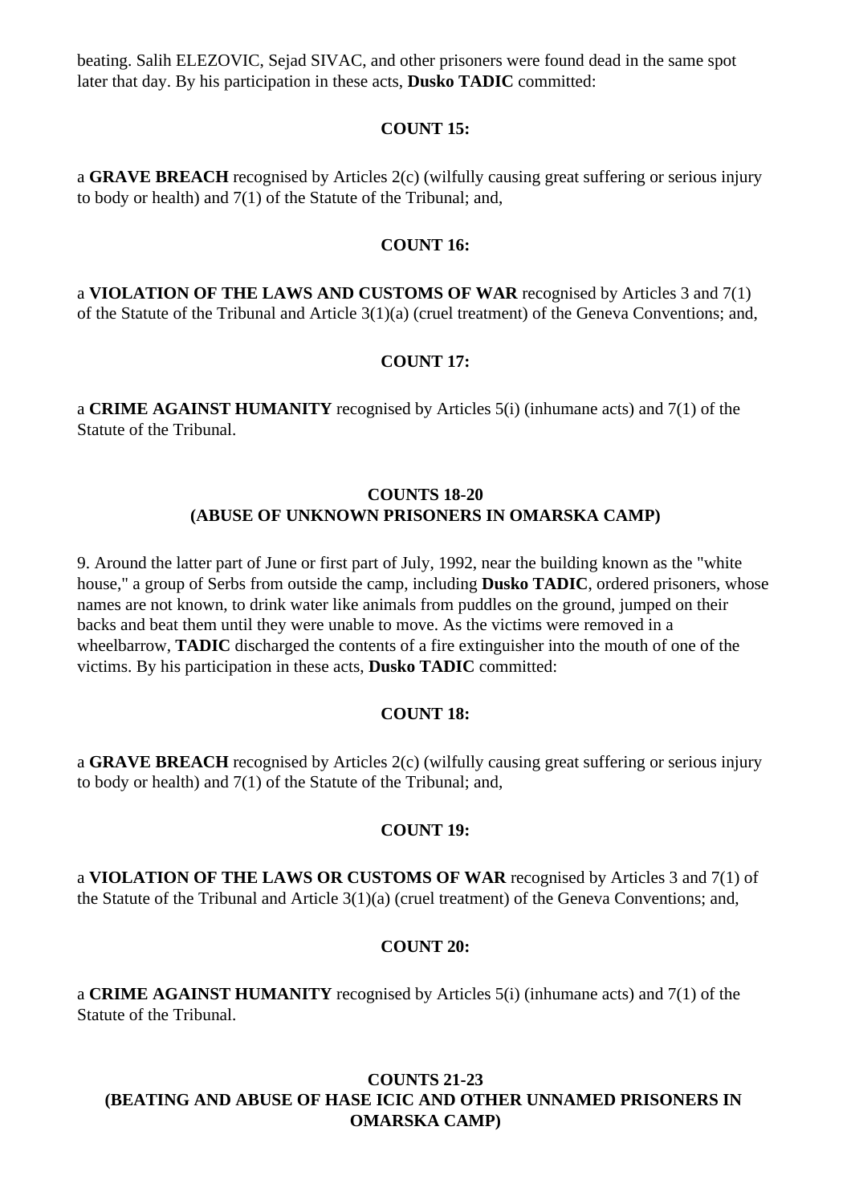beating. Salih ELEZOVIC, Sejad SIVAC, and other prisoners were found dead in the same spot later that day. By his participation in these acts, **Dusko TADIC** committed:

**COUNT 15:**

a **GRAVE BREACH** recognised by Articles 2(c) (wilfully causing great suffering or serious injury to body or health) and 7(1) of the Statute of the Tribunal; and,

**COUNT 16:**

a **VIOLATION OF THE LAWS AND CUSTOMS OF WAR** recognised by Articles 3 and 7(1) of the Statute of the Tribunal and Article 3(1)(a) (cruel treatment) of the Geneva Conventions; and,

**COUNT 17:**

a **CRIME AGAINST HUMANITY** recognised by Articles 5(i) (inhumane acts) and 7(1) of the Statute of the Tribunal.

**COUNTS 18-20**
**(ABUSE OF UNKNOWN PRISONERS IN OMARSKA CAMP)**

9. Around the latter part of June or first part of July, 1992, near the building known as the "white house," a group of Serbs from outside the camp, including **Dusko TADIC**, ordered prisoners, whose names are not known, to drink water like animals from puddles on the ground, jumped on their backs and beat them until they were unable to move. As the victims were removed in a wheelbarrow, **TADIC** discharged the contents of a fire extinguisher into the mouth of one of the victims. By his participation in these acts, **Dusko TADIC** committed:

**COUNT 18:**

a **GRAVE BREACH** recognised by Articles 2(c) (wilfully causing great suffering or serious injury to body or health) and 7(1) of the Statute of the Tribunal; and,

**COUNT 19:**

a **VIOLATION OF THE LAWS OR CUSTOMS OF WAR** recognised by Articles 3 and 7(1) of the Statute of the Tribunal and Article 3(1)(a) (cruel treatment) of the Geneva Conventions; and,

**COUNT 20:**

a **CRIME AGAINST HUMANITY** recognised by Articles 5(i) (inhumane acts) and 7(1) of the Statute of the Tribunal.

**COUNTS 21-23**
**(BEATING AND ABUSE OF HASE ICIC AND OTHER UNNAMED PRISONERS IN OMARSKA CAMP)**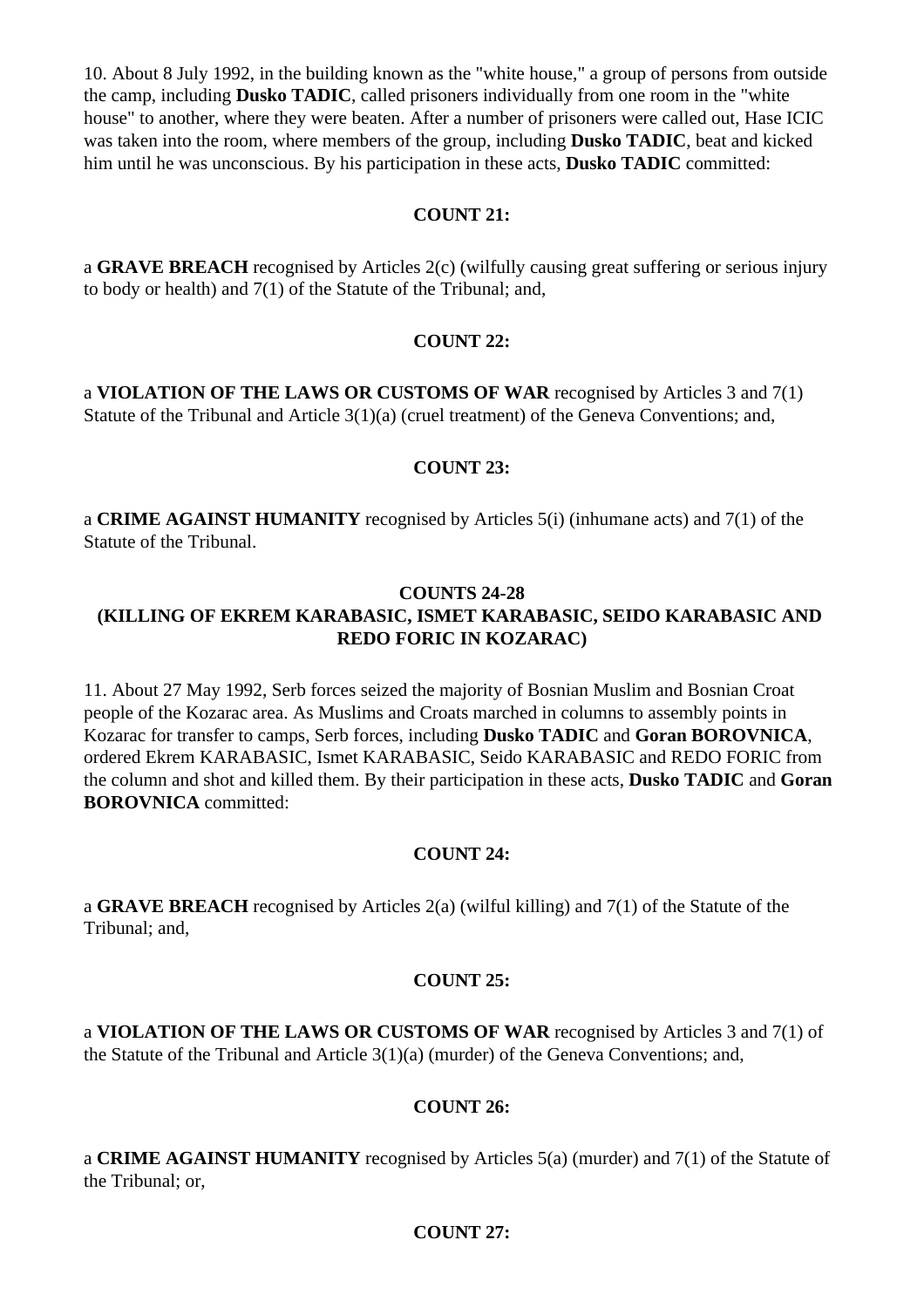10. About 8 July 1992, in the building known as the "white house," a group of persons from outside the camp, including **Dusko TADIC**, called prisoners individually from one room in the "white house" to another, where they were beaten. After a number of prisoners were called out, Hase ICIC was taken into the room, where members of the group, including **Dusko TADIC**, beat and kicked him until he was unconscious. By his participation in these acts, **Dusko TADIC** committed:

**COUNT 21:**

a **GRAVE BREACH** recognised by Articles 2(c) (wilfully causing great suffering or serious injury to body or health) and 7(1) of the Statute of the Tribunal; and,

**COUNT 22:**

a **VIOLATION OF THE LAWS OR CUSTOMS OF WAR** recognised by Articles 3 and 7(1) Statute of the Tribunal and Article 3(1)(a) (cruel treatment) of the Geneva Conventions; and,

**COUNT 23:**

a **CRIME AGAINST HUMANITY** recognised by Articles 5(i) (inhumane acts) and 7(1) of the Statute of the Tribunal.

**COUNTS 24-28**
**(KILLING OF EKREM KARABASIC, ISMET KARABASIC, SEIDO KARABASIC AND REDO FORIC IN KOZARAC)**

11. About 27 May 1992, Serb forces seized the majority of Bosnian Muslim and Bosnian Croat people of the Kozarac area. As Muslims and Croats marched in columns to assembly points in Kozarac for transfer to camps, Serb forces, including **Dusko TADIC** and **Goran BOROVNICA**, ordered Ekrem KARABASIC, Ismet KARABASIC, Seido KARABASIC and REDO FORIC from the column and shot and killed them. By their participation in these acts, **Dusko TADIC** and **Goran BOROVNICA** committed:

**COUNT 24:**

a **GRAVE BREACH** recognised by Articles 2(a) (wilful killing) and 7(1) of the Statute of the Tribunal; and,

**COUNT 25:**

a **VIOLATION OF THE LAWS OR CUSTOMS OF WAR** recognised by Articles 3 and 7(1) of the Statute of the Tribunal and Article 3(1)(a) (murder) of the Geneva Conventions; and,

**COUNT 26:**

a **CRIME AGAINST HUMANITY** recognised by Articles 5(a) (murder) and 7(1) of the Statute of the Tribunal; or,

**COUNT 27:**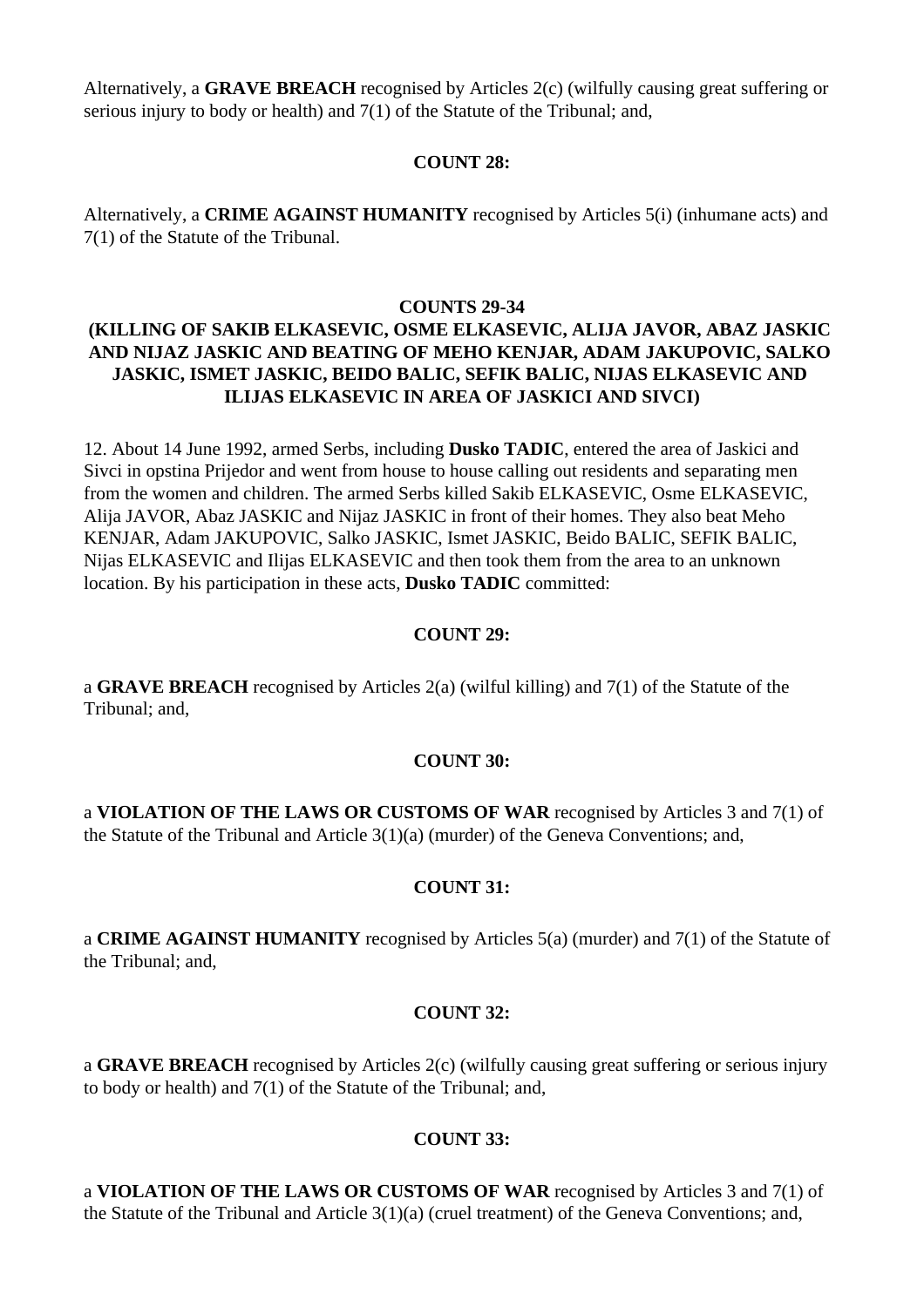Alternatively, a **GRAVE BREACH** recognised by Articles 2(c) (wilfully causing great suffering or serious injury to body or health) and 7(1) of the Statute of the Tribunal; and,

**COUNT 28:**

Alternatively, a **CRIME AGAINST HUMANITY** recognised by Articles 5(i) (inhumane acts) and 7(1) of the Statute of the Tribunal.

**COUNTS 29-34**
**(KILLING OF SAKIB ELKASEVIC, OSME ELKASEVIC, ALIJA JAVOR, ABAZ JASKIC AND NIJAZ JASKIC AND BEATING OF MEHO KENJAR, ADAM JAKUPOVIC, SALKO JASKIC, ISMET JASKIC, BEIDO BALIC, SEFIK BALIC, NIJAS ELKASEVIC AND ILIJAS ELKASEVIC IN AREA OF JASKICI AND SIVCI)**

12. About 14 June 1992, armed Serbs, including **Dusko TADIC**, entered the area of Jaskici and Sivci in opstina Prijedor and went from house to house calling out residents and separating men from the women and children. The armed Serbs killed Sakib ELKASEVIC, Osme ELKASEVIC, Alija JAVOR, Abaz JASKIC and Nijaz JASKIC in front of their homes. They also beat Meho KENJAR, Adam JAKUPOVIC, Salko JASKIC, Ismet JASKIC, Beido BALIC, SEFIK BALIC, Nijas ELKASEVIC and Ilijas ELKASEVIC and then took them from the area to an unknown location. By his participation in these acts, **Dusko TADIC** committed:

**COUNT 29:**

a **GRAVE BREACH** recognised by Articles 2(a) (wilful killing) and 7(1) of the Statute of the Tribunal; and,

**COUNT 30:**

a **VIOLATION OF THE LAWS OR CUSTOMS OF WAR** recognised by Articles 3 and 7(1) of the Statute of the Tribunal and Article 3(1)(a) (murder) of the Geneva Conventions; and,

**COUNT 31:**

a **CRIME AGAINST HUMANITY** recognised by Articles 5(a) (murder) and 7(1) of the Statute of the Tribunal; and,

**COUNT 32:**

a **GRAVE BREACH** recognised by Articles 2(c) (wilfully causing great suffering or serious injury to body or health) and 7(1) of the Statute of the Tribunal; and,

**COUNT 33:**

a **VIOLATION OF THE LAWS OR CUSTOMS OF WAR** recognised by Articles 3 and 7(1) of the Statute of the Tribunal and Article 3(1)(a) (cruel treatment) of the Geneva Conventions; and,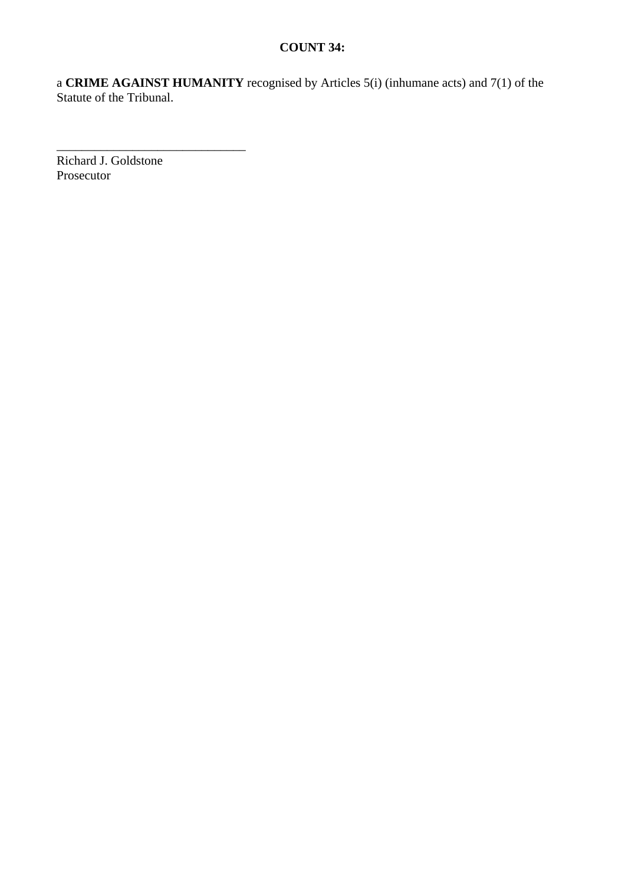**COUNT 34:**

a **CRIME AGAINST HUMANITY** recognised by Articles 5(i) (inhumane acts) and 7(1) of the Statute of the Tribunal.

\_\_\_\_\_\_\_\_\_\_\_\_\_\_\_\_\_\_\_\_\_\_\_\_\_\_\_\_\_\_

Richard J. Goldstone
Prosecutor